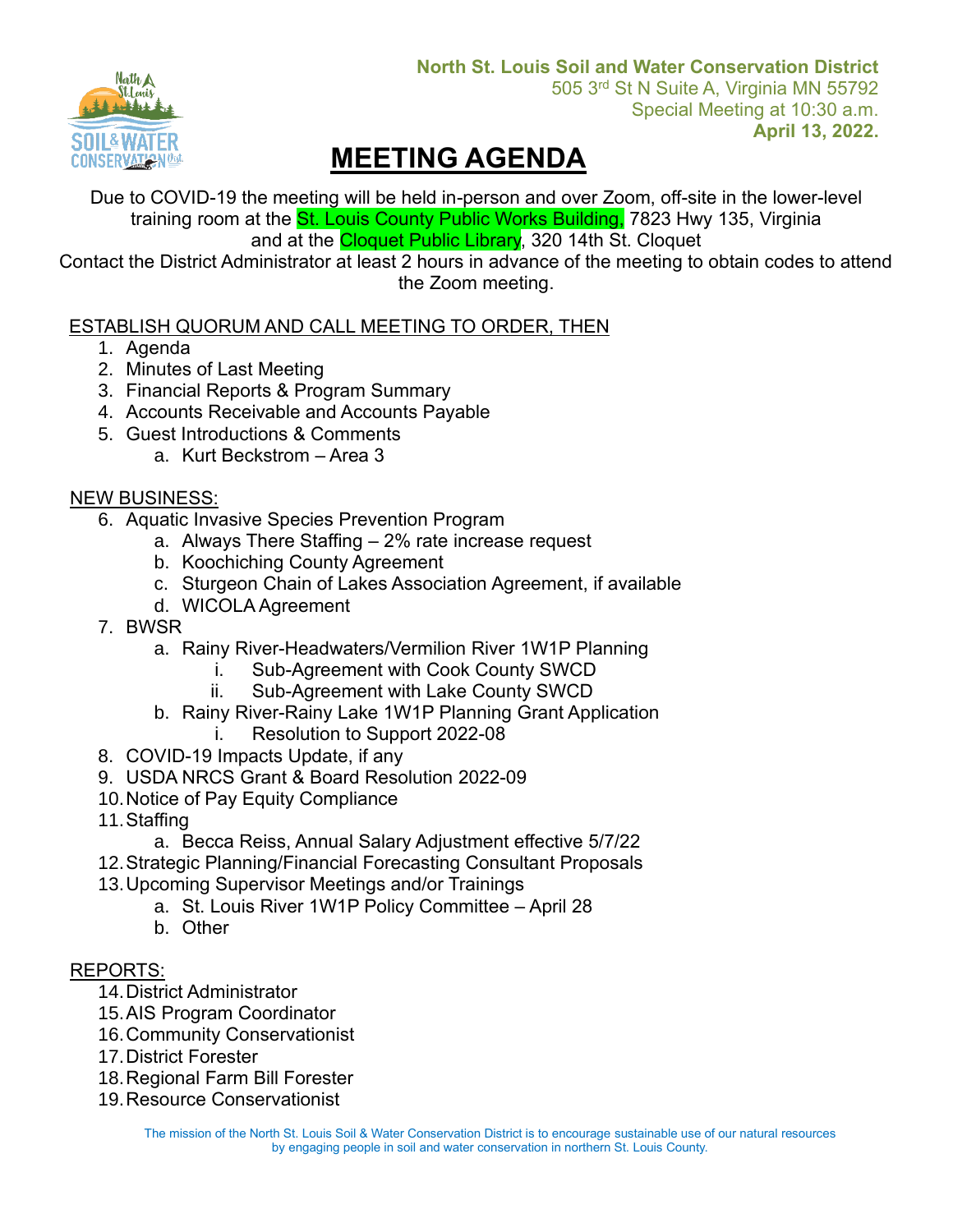**North St. Louis Soil and Water Conservation District**
505 3rd St N Suite A, Virginia MN 55792
Special Meeting at 10:30 a.m.
**April 13, 2022.**

# MEETING AGENDA

Due to COVID-19 the meeting will be held in-person and over Zoom, off-site in the lower-level training room at the St. Louis County Public Works Building, 7823 Hwy 135, Virginia and at the Cloquet Public Library, 320 14th St. Cloquet
Contact the District Administrator at least 2 hours in advance of the meeting to obtain codes to attend the Zoom meeting.

ESTABLISH QUORUM AND CALL MEETING TO ORDER, THEN

1. Agenda
2. Minutes of Last Meeting
3. Financial Reports & Program Summary
4. Accounts Receivable and Accounts Payable
5. Guest Introductions & Comments
   a. Kurt Beckstrom – Area 3

NEW BUSINESS:

6. Aquatic Invasive Species Prevention Program
   a. Always There Staffing – 2% rate increase request
   b. Koochiching County Agreement
   c. Sturgeon Chain of Lakes Association Agreement, if available
   d. WICOLA Agreement
7. BWSR
   a. Rainy River-Headwaters/Vermilion River 1W1P Planning
      i. Sub-Agreement with Cook County SWCD
      ii. Sub-Agreement with Lake County SWCD
   b. Rainy River-Rainy Lake 1W1P Planning Grant Application
      i. Resolution to Support 2022-08
8. COVID-19 Impacts Update, if any
9. USDA NRCS Grant & Board Resolution 2022-09
10. Notice of Pay Equity Compliance
11. Staffing
    a. Becca Reiss, Annual Salary Adjustment effective 5/7/22
12. Strategic Planning/Financial Forecasting Consultant Proposals
13. Upcoming Supervisor Meetings and/or Trainings
    a. St. Louis River 1W1P Policy Committee – April 28
    b. Other

REPORTS:

14. District Administrator
15. AIS Program Coordinator
16. Community Conservationist
17. District Forester
18. Regional Farm Bill Forester
19. Resource Conservationist

The mission of the North St. Louis Soil & Water Conservation District is to encourage sustainable use of our natural resources by engaging people in soil and water conservation in northern St. Louis County.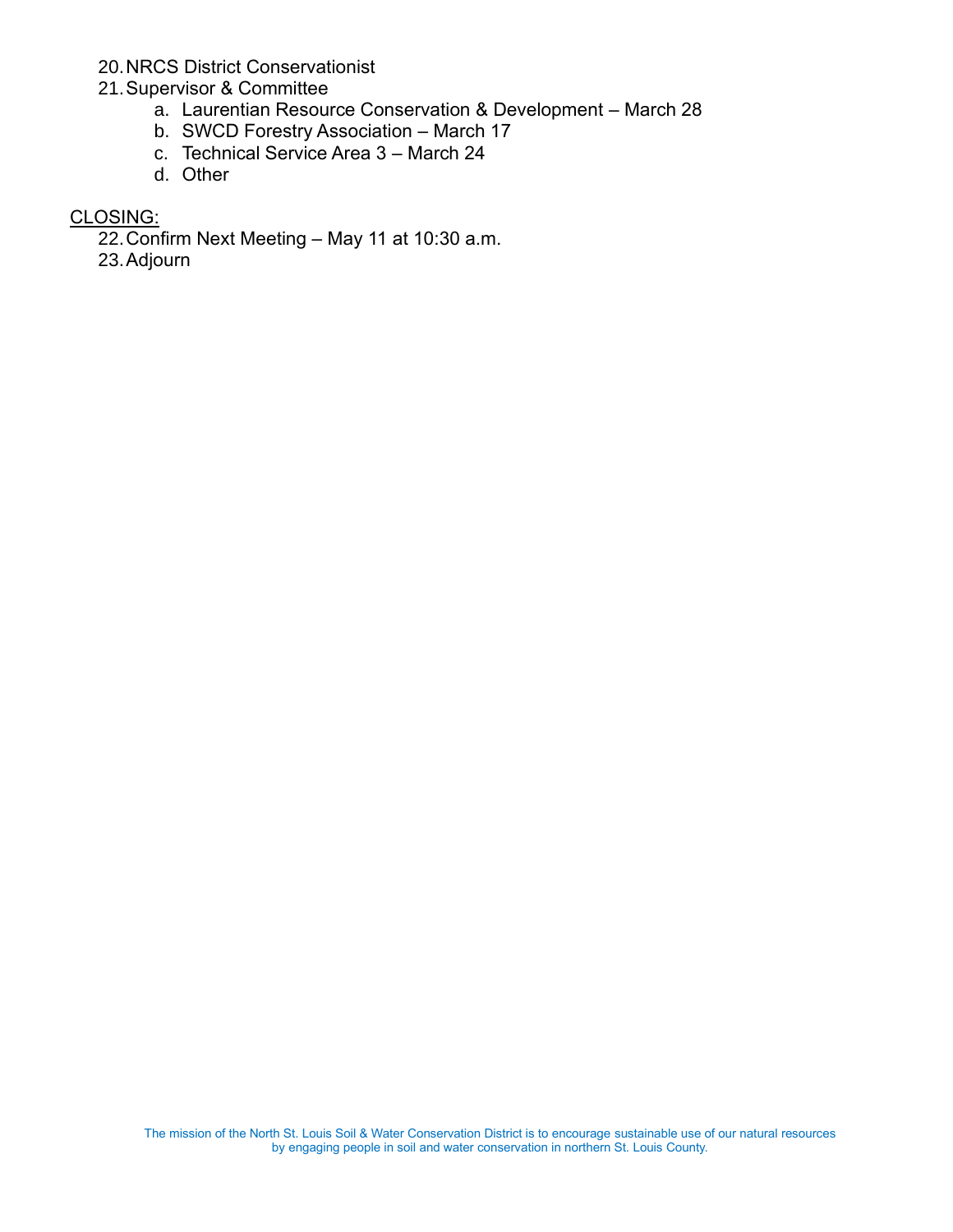20. NRCS District Conservationist
21. Supervisor & Committee
    a. Laurentian Resource Conservation & Development – March 28
    b. SWCD Forestry Association – March 17
    c. Technical Service Area 3 – March 24
    d. Other

<u>CLOSING:</u>

22. Confirm Next Meeting – May 11 at 10:30 a.m.
23. Adjourn

The mission of the North St. Louis Soil & Water Conservation District is to encourage sustainable use of our natural resources by engaging people in soil and water conservation in northern St. Louis County.